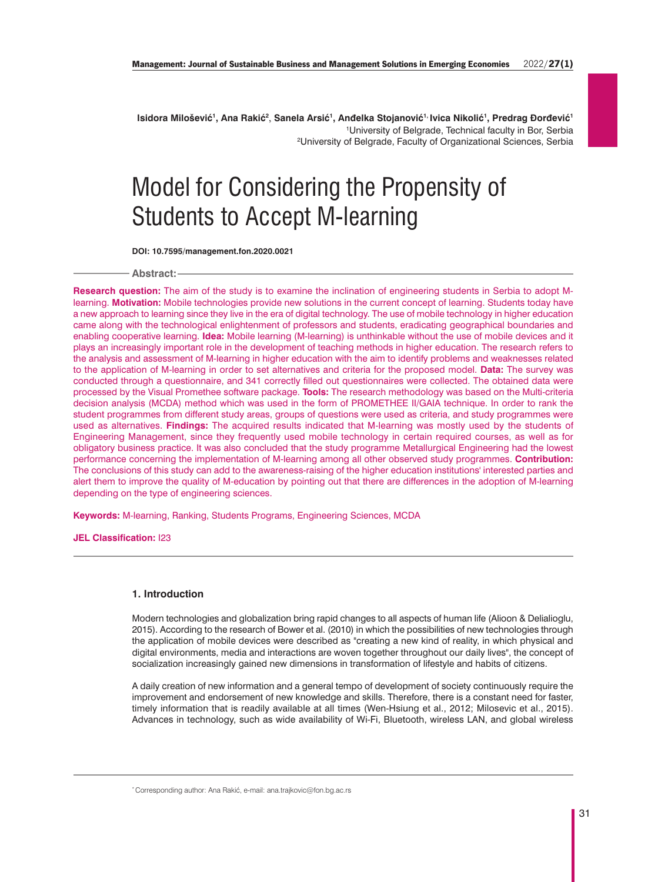Isidora Milošević[1], Ana Rakić[2], Sanela Arsić[1], Anđelka Stojanović[1], Ivica Nikolić[1], Predrag Đorđević[1]
[1]University of Belgrade, Technical faculty in Bor, Serbia
[2]University of Belgrade, Faculty of Organizational Sciences, Serbia

# Model for Considering the Propensity of Students to Accept M-learning

**DOI: 10.7595/management.fon.2020.0021**

**Abstract:**

**Research question:** The aim of the study is to examine the inclination of engineering students in Serbia to adopt M-learning. **Motivation:** Mobile technologies provide new solutions in the current concept of learning. Students today have a new approach to learning since they live in the era of digital technology. The use of mobile technology in higher education came along with the technological enlightenment of professors and students, eradicating geographical boundaries and enabling cooperative learning. **Idea:** Mobile learning (M-learning) is unthinkable without the use of mobile devices and it plays an increasingly important role in the development of teaching methods in higher education. The research refers to the analysis and assessment of M-learning in higher education with the aim to identify problems and weaknesses related to the application of M-learning in order to set alternatives and criteria for the proposed model. **Data:** The survey was conducted through a questionnaire, and 341 correctly filled out questionnaires were collected. The obtained data were processed by the Visual Promethee software package. **Tools:** The research methodology was based on the Multi-criteria decision analysis (MCDA) method which was used in the form of PROMETHEE II/GAIA technique. In order to rank the student programmes from different study areas, groups of questions were used as criteria, and study programmes were used as alternatives. **Findings:** The acquired results indicated that M-learning was mostly used by the students of Engineering Management, since they frequently used mobile technology in certain required courses, as well as for obligatory business practice. It was also concluded that the study programme Metallurgical Engineering had the lowest performance concerning the implementation of M-learning among all other observed study programmes. **Contribution:** The conclusions of this study can add to the awareness-raising of the higher education institutions' interested parties and alert them to improve the quality of M-education by pointing out that there are differences in the adoption of M-learning depending on the type of engineering sciences.

**Keywords:** M-learning, Ranking, Students Programs, Engineering Sciences, MCDA

**JEL Classification:** I23

## 1. Introduction

Modern technologies and globalization bring rapid changes to all aspects of human life (Alioon & Delialioglu, 2015). According to the research of Bower et al. (2010) in which the possibilities of new technologies through the application of mobile devices were described as "creating a new kind of reality, in which physical and digital environments, media and interactions are woven together throughout our daily lives", the concept of socialization increasingly gained new dimensions in transformation of lifestyle and habits of citizens.

A daily creation of new information and a general tempo of development of society continuously require the improvement and endorsement of new knowledge and skills. Therefore, there is a constant need for faster, timely information that is readily available at all times (Wen-Hsiung et al., 2012; Milosevic et al., 2015). Advances in technology, such as wide availability of Wi-Fi, Bluetooth, wireless LAN, and global wireless

* Corresponding author: Ana Rakić, e-mail: ana.trajkovic@fon.bg.ac.rs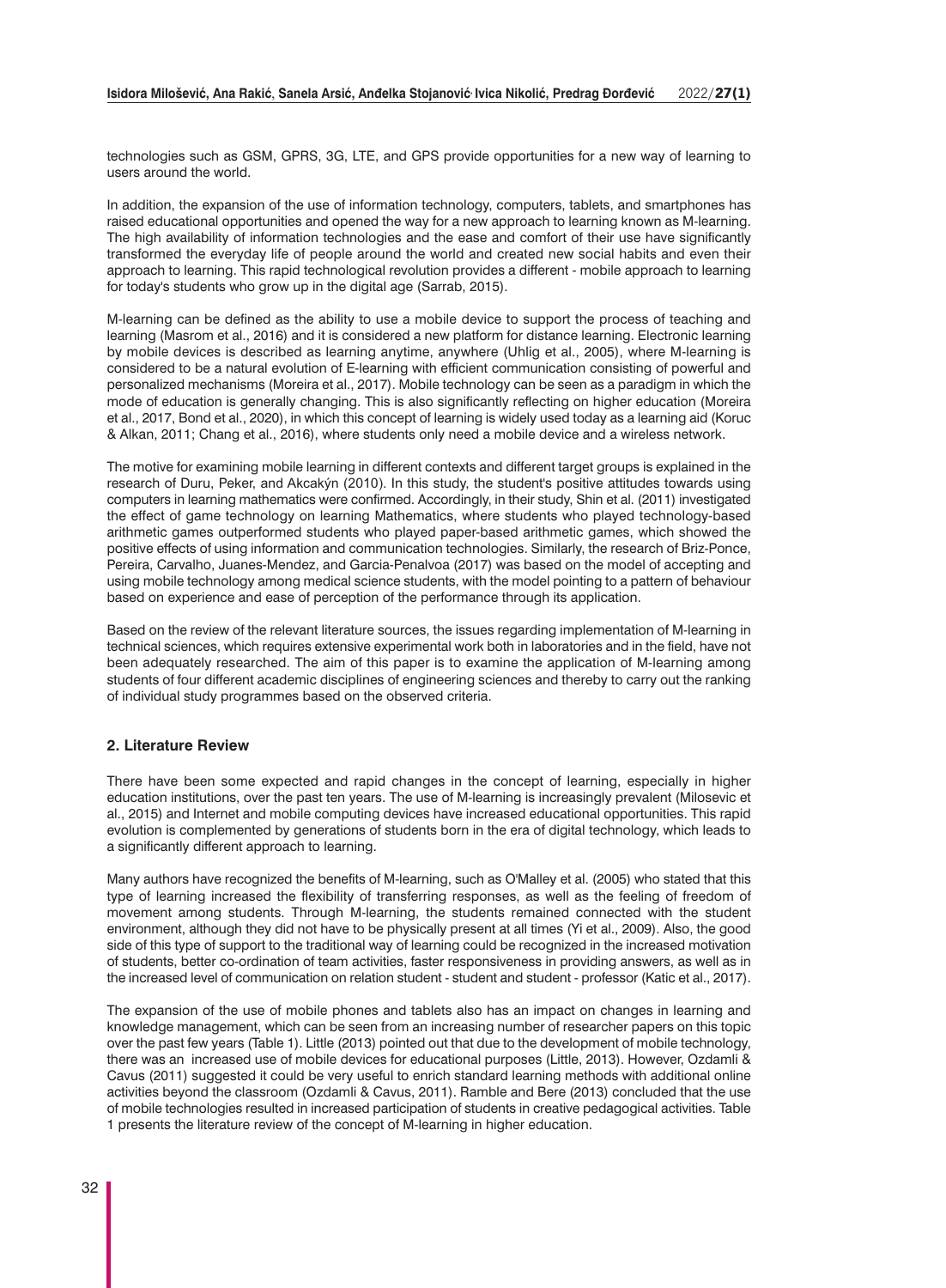technologies such as GSM, GPRS, 3G, LTE, and GPS provide opportunities for a new way of learning to users around the world.

In addition, the expansion of the use of information technology, computers, tablets, and smartphones has raised educational opportunities and opened the way for a new approach to learning known as M-learning. The high availability of information technologies and the ease and comfort of their use have significantly transformed the everyday life of people around the world and created new social habits and even their approach to learning. This rapid technological revolution provides a different - mobile approach to learning for today's students who grow up in the digital age (Sarrab, 2015).

M-learning can be defined as the ability to use a mobile device to support the process of teaching and learning (Masrom et al., 2016) and it is considered a new platform for distance learning. Electronic learning by mobile devices is described as learning anytime, anywhere (Uhlig et al., 2005), where M-learning is considered to be a natural evolution of E-learning with efficient communication consisting of powerful and personalized mechanisms (Moreira et al., 2017). Mobile technology can be seen as a paradigm in which the mode of education is generally changing. This is also significantly reflecting on higher education (Moreira et al., 2017, Bond et al., 2020), in which this concept of learning is widely used today as a learning aid (Koruc & Alkan, 2011; Chang et al., 2016), where students only need a mobile device and a wireless network.

The motive for examining mobile learning in different contexts and different target groups is explained in the research of Duru, Peker, and Akcakýn (2010). In this study, the student's positive attitudes towards using computers in learning mathematics were confirmed. Accordingly, in their study, Shin et al. (2011) investigated the effect of game technology on learning Mathematics, where students who played technology-based arithmetic games outperformed students who played paper-based arithmetic games, which showed the positive effects of using information and communication technologies. Similarly, the research of Briz-Ponce, Pereira, Carvalho, Juanes-Mendez, and Garcia-Penalvoa (2017) was based on the model of accepting and using mobile technology among medical science students, with the model pointing to a pattern of behaviour based on experience and ease of perception of the performance through its application.

Based on the review of the relevant literature sources, the issues regarding implementation of M-learning in technical sciences, which requires extensive experimental work both in laboratories and in the field, have not been adequately researched. The aim of this paper is to examine the application of M-learning among students of four different academic disciplines of engineering sciences and thereby to carry out the ranking of individual study programmes based on the observed criteria.

## 2. Literature Review

There have been some expected and rapid changes in the concept of learning, especially in higher education institutions, over the past ten years. The use of M-learning is increasingly prevalent (Milosevic et al., 2015) and Internet and mobile computing devices have increased educational opportunities. This rapid evolution is complemented by generations of students born in the era of digital technology, which leads to a significantly different approach to learning.

Many authors have recognized the benefits of M-learning, such as O'Malley et al. (2005) who stated that this type of learning increased the flexibility of transferring responses, as well as the feeling of freedom of movement among students. Through M-learning, the students remained connected with the student environment, although they did not have to be physically present at all times (Yi et al., 2009). Also, the good side of this type of support to the traditional way of learning could be recognized in the increased motivation of students, better co-ordination of team activities, faster responsiveness in providing answers, as well as in the increased level of communication on relation student - student and student - professor (Katic et al., 2017).

The expansion of the use of mobile phones and tablets also has an impact on changes in learning and knowledge management, which can be seen from an increasing number of researcher papers on this topic over the past few years (Table 1). Little (2013) pointed out that due to the development of mobile technology, there was an increased use of mobile devices for educational purposes (Little, 2013). However, Ozdamli & Cavus (2011) suggested it could be very useful to enrich standard learning methods with additional online activities beyond the classroom (Ozdamli & Cavus, 2011). Ramble and Bere (2013) concluded that the use of mobile technologies resulted in increased participation of students in creative pedagogical activities. Table 1 presents the literature review of the concept of M-learning in higher education.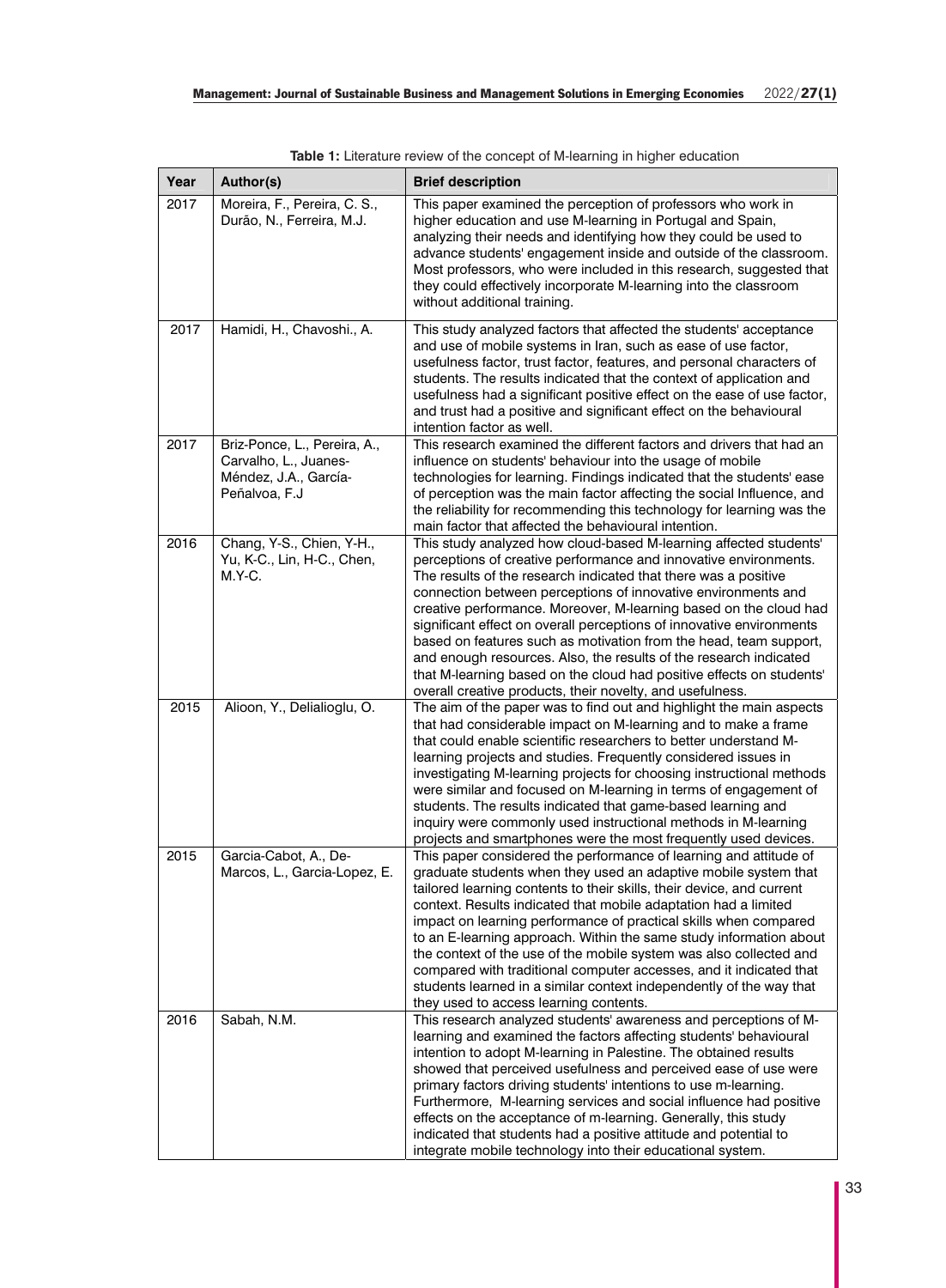**Table 1:** Literature review of the concept of M-learning in higher education

| Year | Author(s) | Brief description |
|---|---|---|
| 2017 | Moreira, F., Pereira, C. S., Durão, N., Ferreira, M.J. | This paper examined the perception of professors who work in higher education and use M-learning in Portugal and Spain, analyzing their needs and identifying how they could be used to advance students' engagement inside and outside of the classroom. Most professors, who were included in this research, suggested that they could effectively incorporate M-learning into the classroom without additional training. |
| 2017 | Hamidi, H., Chavoshi., A. | This study analyzed factors that affected the students' acceptance and use of mobile systems in Iran, such as ease of use factor, usefulness factor, trust factor, features, and personal characters of students. The results indicated that the context of application and usefulness had a significant positive effect on the ease of use factor, and trust had a positive and significant effect on the behavioural intention factor as well. |
| 2017 | Briz-Ponce, L., Pereira, A., Carvalho, L., Juanes-Méndez, J.A., García-Peñalvoa, F.J | This research examined the different factors and drivers that had an influence on students' behaviour into the usage of mobile technologies for learning. Findings indicated that the students' ease of perception was the main factor affecting the social Influence, and the reliability for recommending this technology for learning was the main factor that affected the behavioural intention. |
| 2016 | Chang, Y-S., Chien, Y-H., Yu, K-C., Lin, H-C., Chen, M.Y-C. | This study analyzed how cloud-based M-learning affected students' perceptions of creative performance and innovative environments. The results of the research indicated that there was a positive connection between perceptions of innovative environments and creative performance. Moreover, M-learning based on the cloud had significant effect on overall perceptions of innovative environments based on features such as motivation from the head, team support, and enough resources. Also, the results of the research indicated that M-learning based on the cloud had positive effects on students' overall creative products, their novelty, and usefulness. |
| 2015 | Alioon, Y., Delialioglu, O. | The aim of the paper was to find out and highlight the main aspects that had considerable impact on M-learning and to make a frame that could enable scientific researchers to better understand M-learning projects and studies. Frequently considered issues in investigating M-learning projects for choosing instructional methods were similar and focused on M-learning in terms of engagement of students. The results indicated that game-based learning and inquiry were commonly used instructional methods in M-learning projects and smartphones were the most frequently used devices. |
| 2015 | Garcia-Cabot, A., De-Marcos, L., Garcia-Lopez, E. | This paper considered the performance of learning and attitude of graduate students when they used an adaptive mobile system that tailored learning contents to their skills, their device, and current context. Results indicated that mobile adaptation had a limited impact on learning performance of practical skills when compared to an E-learning approach. Within the same study information about the context of the use of the mobile system was also collected and compared with traditional computer accesses, and it indicated that students learned in a similar context independently of the way that they used to access learning contents. |
| 2016 | Sabah, N.M. | This research analyzed students' awareness and perceptions of M-learning and examined the factors affecting students' behavioural intention to adopt M-learning in Palestine. The obtained results showed that perceived usefulness and perceived ease of use were primary factors driving students' intentions to use m-learning. Furthermore, M-learning services and social influence had positive effects on the acceptance of m-learning. Generally, this study indicated that students had a positive attitude and potential to integrate mobile technology into their educational system. |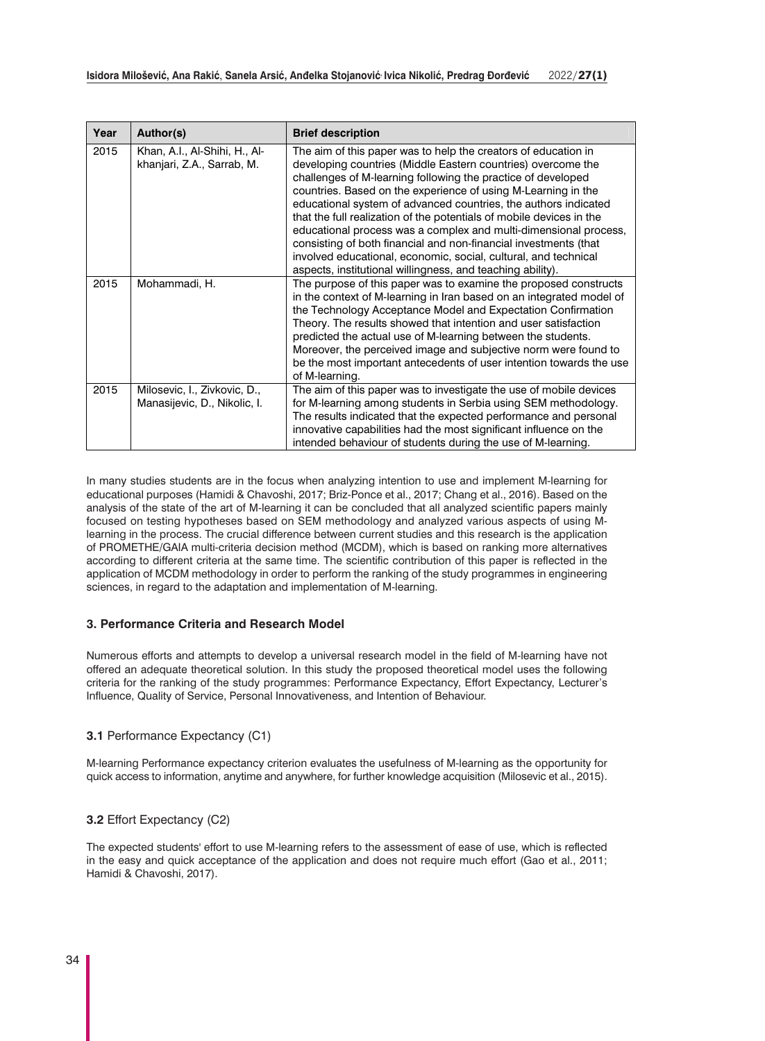| Year | Author(s) | Brief description |
|---|---|---|
| 2015 | Khan, A.I., Al-Shihi, H., Al-khanjari, Z.A., Sarrab, M. | The aim of this paper was to help the creators of education in developing countries (Middle Eastern countries) overcome the challenges of M-learning following the practice of developed countries. Based on the experience of using M-Learning in the educational system of advanced countries, the authors indicated that the full realization of the potentials of mobile devices in the educational process was a complex and multi-dimensional process, consisting of both financial and non-financial investments (that involved educational, economic, social, cultural, and technical aspects, institutional willingness, and teaching ability). |
| 2015 | Mohammadi, H. | The purpose of this paper was to examine the proposed constructs in the context of M-learning in Iran based on an integrated model of the Technology Acceptance Model and Expectation Confirmation Theory. The results showed that intention and user satisfaction predicted the actual use of M-learning between the students. Moreover, the perceived image and subjective norm were found to be the most important antecedents of user intention towards the use of M-learning. |
| 2015 | Milosevic, I., Zivkovic, D., Manasijevic, D., Nikolic, I. | The aim of this paper was to investigate the use of mobile devices for M-learning among students in Serbia using SEM methodology. The results indicated that the expected performance and personal innovative capabilities had the most significant influence on the intended behaviour of students during the use of M-learning. |

In many studies students are in the focus when analyzing intention to use and implement M-learning for educational purposes (Hamidi & Chavoshi, 2017; Briz-Ponce et al., 2017; Chang et al., 2016). Based on the analysis of the state of the art of M-learning it can be concluded that all analyzed scientific papers mainly focused on testing hypotheses based on SEM methodology and analyzed various aspects of using M-learning in the process. The crucial difference between current studies and this research is the application of PROMETHE/GAIA multi-criteria decision method (MCDM), which is based on ranking more alternatives according to different criteria at the same time. The scientific contribution of this paper is reflected in the application of MCDM methodology in order to perform the ranking of the study programmes in engineering sciences, in regard to the adaptation and implementation of M-learning.

### 3. Performance Criteria and Research Model

Numerous efforts and attempts to develop a universal research model in the field of M-learning have not offered an adequate theoretical solution. In this study the proposed theoretical model uses the following criteria for the ranking of the study programmes: Performance Expectancy, Effort Expectancy, Lecturer's Influence, Quality of Service, Personal Innovativeness, and Intention of Behaviour.

#### **3.1** Performance Expectancy (C1)

M-learning Performance expectancy criterion evaluates the usefulness of M-learning as the opportunity for quick access to information, anytime and anywhere, for further knowledge acquisition (Milosevic et al., 2015).

#### **3.2** Effort Expectancy (C2)

The expected students' effort to use M-learning refers to the assessment of ease of use, which is reflected in the easy and quick acceptance of the application and does not require much effort (Gao et al., 2011; Hamidi & Chavoshi, 2017).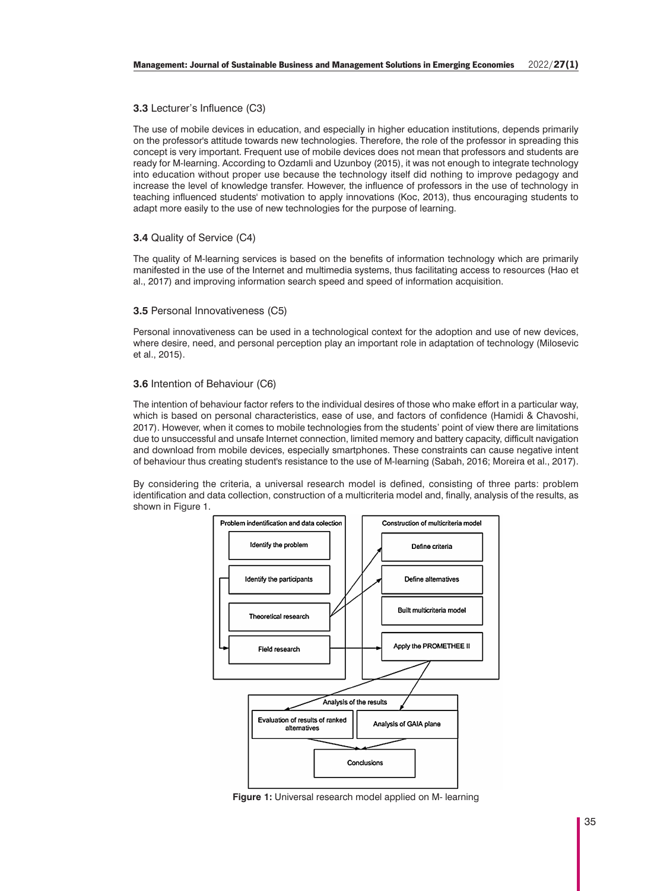### 3.3 Lecturer's Influence (C3)

The use of mobile devices in education, and especially in higher education institutions, depends primarily on the professor's attitude towards new technologies. Therefore, the role of the professor in spreading this concept is very important. Frequent use of mobile devices does not mean that professors and students are ready for M-learning. According to Ozdamli and Uzunboy (2015), it was not enough to integrate technology into education without proper use because the technology itself did nothing to improve pedagogy and increase the level of knowledge transfer. However, the influence of professors in the use of technology in teaching influenced students' motivation to apply innovations (Koc, 2013), thus encouraging students to adapt more easily to the use of new technologies for the purpose of learning.

### 3.4 Quality of Service (C4)

The quality of M-learning services is based on the benefits of information technology which are primarily manifested in the use of the Internet and multimedia systems, thus facilitating access to resources (Hao et al., 2017) and improving information search speed and speed of information acquisition.

### 3.5 Personal Innovativeness (C5)

Personal innovativeness can be used in a technological context for the adoption and use of new devices, where desire, need, and personal perception play an important role in adaptation of technology (Milosevic et al., 2015).

### 3.6 Intention of Behaviour (C6)

The intention of behaviour factor refers to the individual desires of those who make effort in a particular way, which is based on personal characteristics, ease of use, and factors of confidence (Hamidi & Chavoshi, 2017). However, when it comes to mobile technologies from the students' point of view there are limitations due to unsuccessful and unsafe Internet connection, limited memory and battery capacity, difficult navigation and download from mobile devices, especially smartphones. These constraints can cause negative intent of behaviour thus creating student's resistance to the use of M-learning (Sabah, 2016; Moreira et al., 2017).

By considering the criteria, a universal research model is defined, consisting of three parts: problem identification and data collection, construction of a multicriteria model and, finally, analysis of the results, as shown in Figure 1.

Problem indentification and data colection: Identify the problem; Identify the participants; Theoretical research; Field research

Construction of multicriteria model: Define criteria; Define alternatives; Built multicriteria model; Apply the PROMETHEE II

Analysis of the results: Evaluation of results of ranked alternatives; Analysis of GAIA plane; Conclusions

**Figure 1:** Universal research model applied on M- learning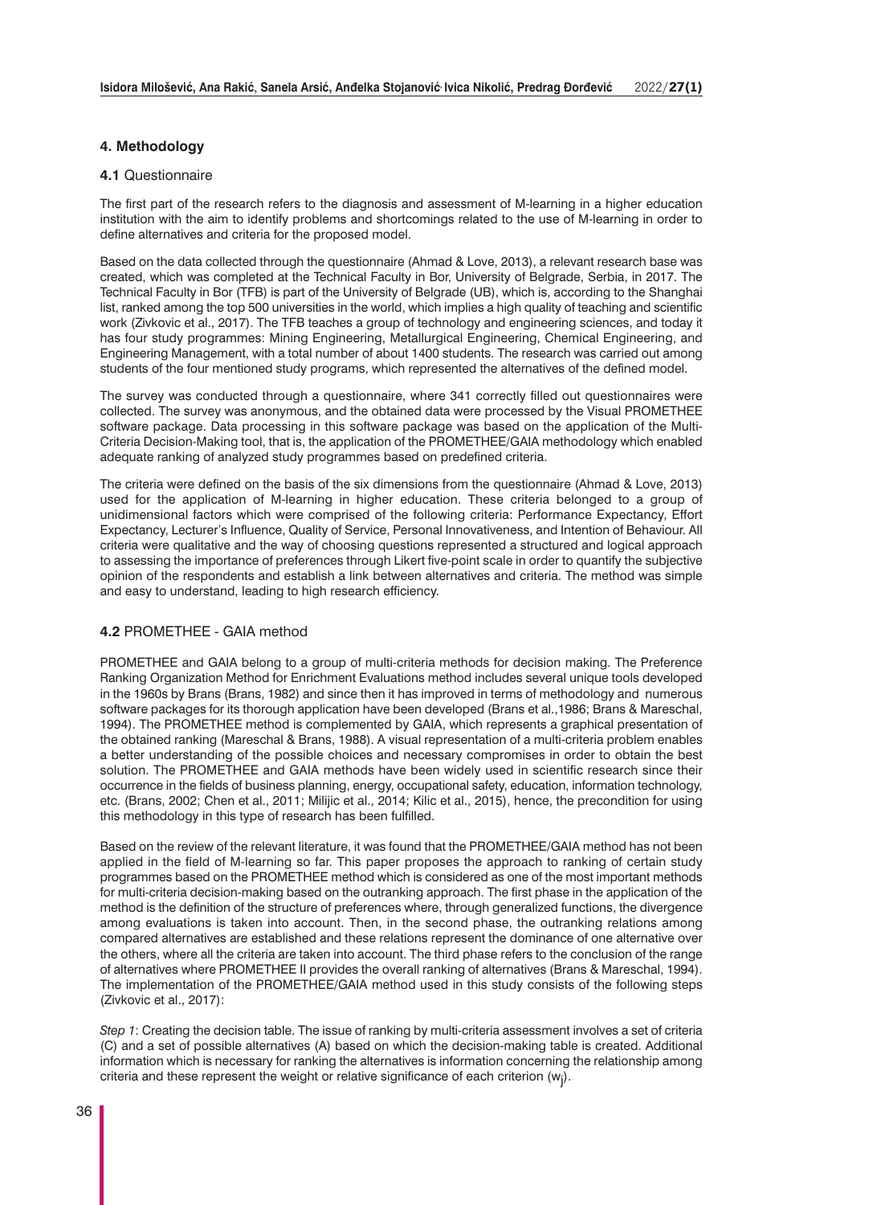## 4. Methodology

### 4.1 Questionnaire

The first part of the research refers to the diagnosis and assessment of M-learning in a higher education institution with the aim to identify problems and shortcomings related to the use of M-learning in order to define alternatives and criteria for the proposed model.

Based on the data collected through the questionnaire (Ahmad & Love, 2013), a relevant research base was created, which was completed at the Technical Faculty in Bor, University of Belgrade, Serbia, in 2017. The Technical Faculty in Bor (TFB) is part of the University of Belgrade (UB), which is, according to the Shanghai list, ranked among the top 500 universities in the world, which implies a high quality of teaching and scientific work (Zivkovic et al., 2017). The TFB teaches a group of technology and engineering sciences, and today it has four study programmes: Mining Engineering, Metallurgical Engineering, Chemical Engineering, and Engineering Management, with a total number of about 1400 students. The research was carried out among students of the four mentioned study programs, which represented the alternatives of the defined model.

The survey was conducted through a questionnaire, where 341 correctly filled out questionnaires were collected. The survey was anonymous, and the obtained data were processed by the Visual PROMETHEE software package. Data processing in this software package was based on the application of the Multi-Criteria Decision-Making tool, that is, the application of the PROMETHEE/GAIA methodology which enabled adequate ranking of analyzed study programmes based on predefined criteria.

The criteria were defined on the basis of the six dimensions from the questionnaire (Ahmad & Love, 2013) used for the application of M-learning in higher education. These criteria belonged to a group of unidimensional factors which were comprised of the following criteria: Performance Expectancy, Effort Expectancy, Lecturer's Influence, Quality of Service, Personal Innovativeness, and Intention of Behaviour. All criteria were qualitative and the way of choosing questions represented a structured and logical approach to assessing the importance of preferences through Likert five-point scale in order to quantify the subjective opinion of the respondents and establish a link between alternatives and criteria. The method was simple and easy to understand, leading to high research efficiency.

### 4.2 PROMETHEE - GAIA method

PROMETHEE and GAIA belong to a group of multi-criteria methods for decision making. The Preference Ranking Organization Method for Enrichment Evaluations method includes several unique tools developed in the 1960s by Brans (Brans, 1982) and since then it has improved in terms of methodology and numerous software packages for its thorough application have been developed (Brans et al.,1986; Brans & Mareschal, 1994). The PROMETHEE method is complemented by GAIA, which represents a graphical presentation of the obtained ranking (Mareschal & Brans, 1988). A visual representation of a multi-criteria problem enables a better understanding of the possible choices and necessary compromises in order to obtain the best solution. The PROMETHEE and GAIA methods have been widely used in scientific research since their occurrence in the fields of business planning, energy, occupational safety, education, information technology, etc. (Brans, 2002; Chen et al., 2011; Milijic et al., 2014; Kilic et al., 2015), hence, the precondition for using this methodology in this type of research has been fulfilled.

Based on the review of the relevant literature, it was found that the PROMETHEE/GAIA method has not been applied in the field of M-learning so far. This paper proposes the approach to ranking of certain study programmes based on the PROMETHEE method which is considered as one of the most important methods for multi-criteria decision-making based on the outranking approach. The first phase in the application of the method is the definition of the structure of preferences where, through generalized functions, the divergence among evaluations is taken into account. Then, in the second phase, the outranking relations among compared alternatives are established and these relations represent the dominance of one alternative over the others, where all the criteria are taken into account. The third phase refers to the conclusion of the range of alternatives where PROMETHEE II provides the overall ranking of alternatives (Brans & Mareschal, 1994). The implementation of the PROMETHEE/GAIA method used in this study consists of the following steps (Zivkovic et al., 2017):

*Step 1*: Creating the decision table. The issue of ranking by multi-criteria assessment involves a set of criteria (C) and a set of possible alternatives (A) based on which the decision-making table is created. Additional information which is necessary for ranking the alternatives is information concerning the relationship among criteria and these represent the weight or relative significance of each criterion ($w_j$).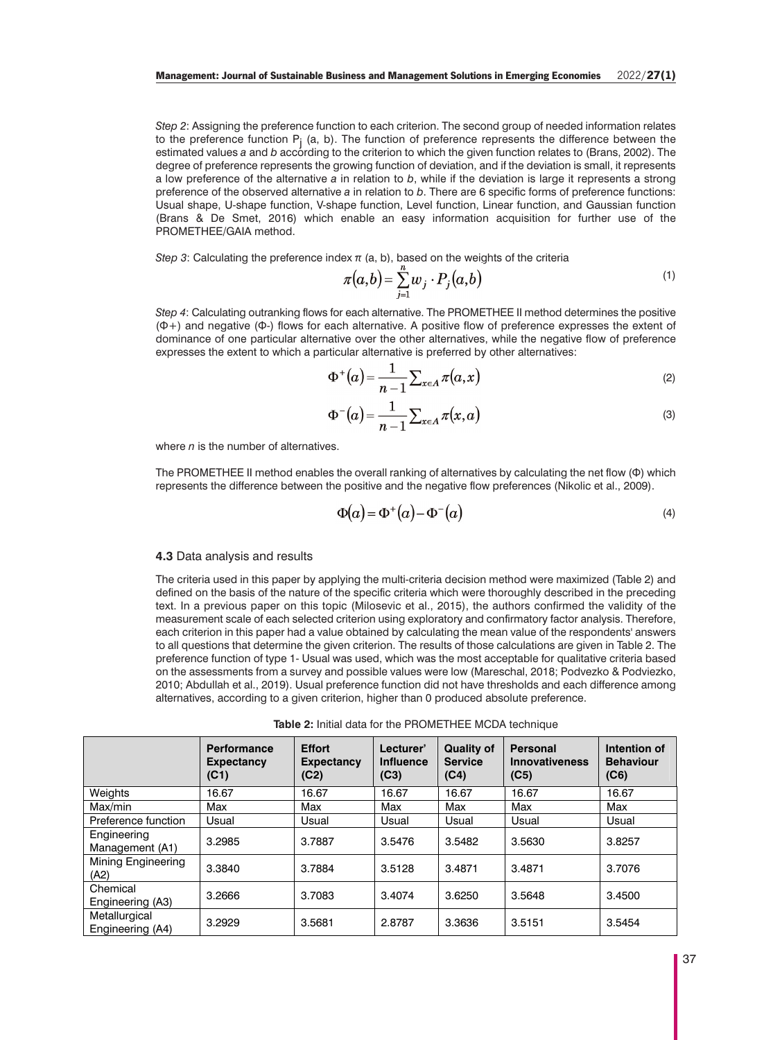*Step 2*: Assigning the preference function to each criterion. The second group of needed information relates to the preference function $P_j$ (a, b). The function of preference represents the difference between the estimated values *a* and *b* according to the criterion to which the given function relates to (Brans, 2002). The degree of preference represents the growing function of deviation, and if the deviation is small, it represents a low preference of the alternative *a* in relation to *b*, while if the deviation is large it represents a strong preference of the observed alternative *a* in relation to *b*. There are 6 specific forms of preference functions: Usual shape, U-shape function, V-shape function, Level function, Linear function, and Gaussian function (Brans & De Smet, 2016) which enable an easy information acquisition for further use of the PROMETHEE/GAIA method.

*Step 3*: Calculating the preference index $\pi$ (a, b), based on the weights of the criteria

$$\pi(a,b) = \sum_{j=1}^{n} w_j \cdot P_j(a,b) \tag{1}$$

*Step 4*: Calculating outranking flows for each alternative. The PROMETHEE II method determines the positive (Φ+) and negative (Φ-) flows for each alternative. A positive flow of preference expresses the extent of dominance of one particular alternative over the other alternatives, while the negative flow of preference expresses the extent to which a particular alternative is preferred by other alternatives:

$$\Phi^+(a) = \frac{1}{n-1} \sum_{x \in A} \pi(a,x) \tag{2}$$

$$\Phi^-(a) = \frac{1}{n-1} \sum_{x \in A} \pi(x,a) \tag{3}$$

where *n* is the number of alternatives.

The PROMETHEE II method enables the overall ranking of alternatives by calculating the net flow (Φ) which represents the difference between the positive and the negative flow preferences (Nikolic et al., 2009).

$$\Phi(a) = \Phi^+(a) - \Phi^-(a) \tag{4}$$

### 4.3 Data analysis and results

The criteria used in this paper by applying the multi-criteria decision method were maximized (Table 2) and defined on the basis of the nature of the specific criteria which were thoroughly described in the preceding text. In a previous paper on this topic (Milosevic et al., 2015), the authors confirmed the validity of the measurement scale of each selected criterion using exploratory and confirmatory factor analysis. Therefore, each criterion in this paper had a value obtained by calculating the mean value of the respondents' answers to all questions that determine the given criterion. The results of those calculations are given in Table 2. The preference function of type 1- Usual was used, which was the most acceptable for qualitative criteria based on the assessments from a survey and possible values were low (Mareschal, 2018; Podvezko & Podviezko, 2010; Abdullah et al., 2019). Usual preference function did not have thresholds and each difference among alternatives, according to a given criterion, higher than 0 produced absolute preference.

**Table 2:** Initial data for the PROMETHEE MCDA technique

| | Performance Expectancy (C1) | Effort Expectancy (C2) | Lecturer' Influence (C3) | Quality of Service (C4) | Personal Innovativeness (C5) | Intention of Behaviour (C6) |
|---|---|---|---|---|---|---|
| Weights | 16.67 | 16.67 | 16.67 | 16.67 | 16.67 | 16.67 |
| Max/min | Max | Max | Max | Max | Max | Max |
| Preference function | Usual | Usual | Usual | Usual | Usual | Usual |
| Engineering Management (A1) | 3.2985 | 3.7887 | 3.5476 | 3.5482 | 3.5630 | 3.8257 |
| Mining Engineering (A2) | 3.3840 | 3.7884 | 3.5128 | 3.4871 | 3.4871 | 3.7076 |
| Chemical Engineering (A3) | 3.2666 | 3.7083 | 3.4074 | 3.6250 | 3.5648 | 3.4500 |
| Metallurgical Engineering (A4) | 3.2929 | 3.5681 | 2.8787 | 3.3636 | 3.5151 | 3.5454 |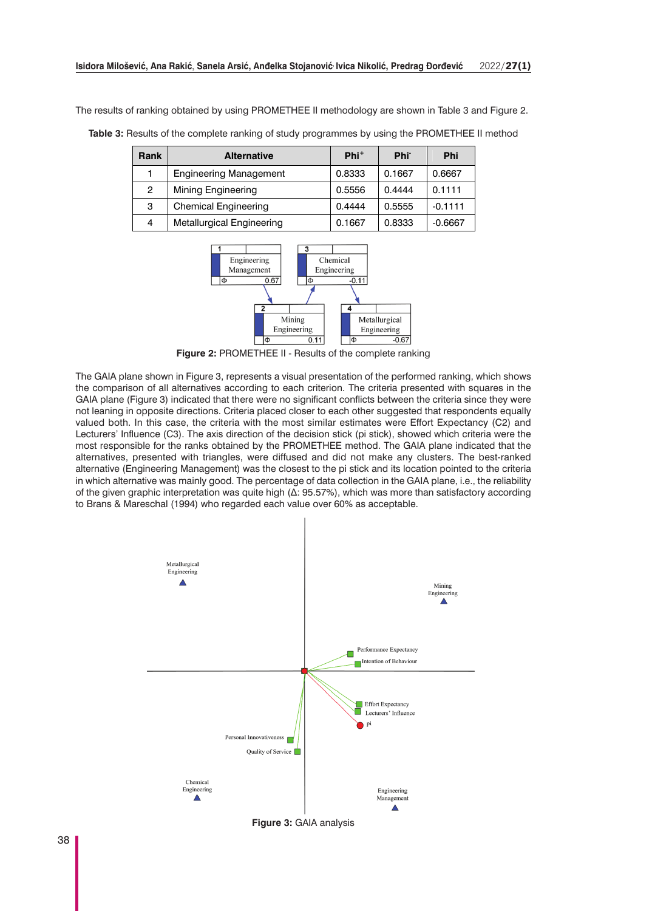The results of ranking obtained by using PROMETHEE II methodology are shown in Table 3 and Figure 2.

**Table 3:** Results of the complete ranking of study programmes by using the PROMETHEE II method

| Rank | Alternative | Phi⁺ | Phi⁻ | Phi |
|---|---|---|---|---|
| 1 | Engineering Management | 0.8333 | 0.1667 | 0.6667 |
| 2 | Mining Engineering | 0.5556 | 0.4444 | 0.1111 |
| 3 | Chemical Engineering | 0.4444 | 0.5555 | -0.1111 |
| 4 | Metallurgical Engineering | 0.1667 | 0.8333 | -0.6667 |

**Figure 2:** PROMETHEE II - Results of the complete ranking

The GAIA plane shown in Figure 3, represents a visual presentation of the performed ranking, which shows the comparison of all alternatives according to each criterion. The criteria presented with squares in the GAIA plane (Figure 3) indicated that there were no significant conflicts between the criteria since they were not leaning in opposite directions. Criteria placed closer to each other suggested that respondents equally valued both. In this case, the criteria with the most similar estimates were Effort Expectancy (C2) and Lecturers' Influence (C3). The axis direction of the decision stick (pi stick), showed which criteria were the most responsible for the ranks obtained by the PROMETHEE method. The GAIA plane indicated that the alternatives, presented with triangles, were diffused and did not make any clusters. The best-ranked alternative (Engineering Management) was the closest to the pi stick and its location pointed to the criteria in which alternative was mainly good. The percentage of data collection in the GAIA plane, i.e., the reliability of the given graphic interpretation was quite high (Δ: 95.57%), which was more than satisfactory according to Brans & Mareschal (1994) who regarded each value over 60% as acceptable.

**Figure 3:** GAIA analysis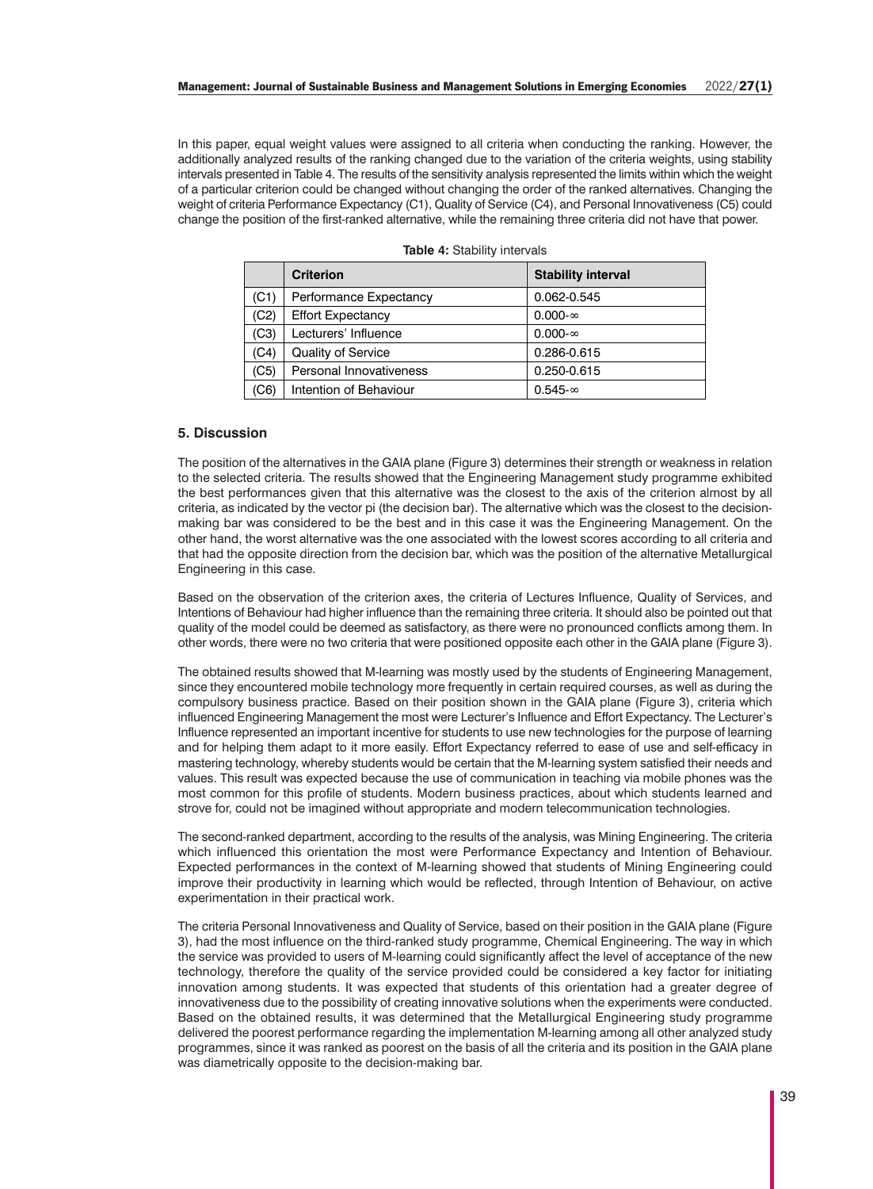In this paper, equal weight values were assigned to all criteria when conducting the ranking. However, the additionally analyzed results of the ranking changed due to the variation of the criteria weights, using stability intervals presented in Table 4. The results of the sensitivity analysis represented the limits within which the weight of a particular criterion could be changed without changing the order of the ranked alternatives. Changing the weight of criteria Performance Expectancy (C1), Quality of Service (C4), and Personal Innovativeness (C5) could change the position of the first-ranked alternative, while the remaining three criteria did not have that power.

**Table 4:** Stability intervals

| | Criterion | Stability interval |
|---|---|---|
| (C1) | Performance Expectancy | 0.062-0.545 |
| (C2) | Effort Expectancy | 0.000-∞ |
| (C3) | Lecturers' Influence | 0.000-∞ |
| (C4) | Quality of Service | 0.286-0.615 |
| (C5) | Personal Innovativeness | 0.250-0.615 |
| (C6) | Intention of Behaviour | 0.545-∞ |

## 5. Discussion

The position of the alternatives in the GAIA plane (Figure 3) determines their strength or weakness in relation to the selected criteria. The results showed that the Engineering Management study programme exhibited the best performances given that this alternative was the closest to the axis of the criterion almost by all criteria, as indicated by the vector pi (the decision bar). The alternative which was the closest to the decision-making bar was considered to be the best and in this case it was the Engineering Management. On the other hand, the worst alternative was the one associated with the lowest scores according to all criteria and that had the opposite direction from the decision bar, which was the position of the alternative Metallurgical Engineering in this case.

Based on the observation of the criterion axes, the criteria of Lectures Influence, Quality of Services, and Intentions of Behaviour had higher influence than the remaining three criteria. It should also be pointed out that quality of the model could be deemed as satisfactory, as there were no pronounced conflicts among them. In other words, there were no two criteria that were positioned opposite each other in the GAIA plane (Figure 3).

The obtained results showed that M-learning was mostly used by the students of Engineering Management, since they encountered mobile technology more frequently in certain required courses, as well as during the compulsory business practice. Based on their position shown in the GAIA plane (Figure 3), criteria which influenced Engineering Management the most were Lecturer's Influence and Effort Expectancy. The Lecturer's Influence represented an important incentive for students to use new technologies for the purpose of learning and for helping them adapt to it more easily. Effort Expectancy referred to ease of use and self-efficacy in mastering technology, whereby students would be certain that the M-learning system satisfied their needs and values. This result was expected because the use of communication in teaching via mobile phones was the most common for this profile of students. Modern business practices, about which students learned and strove for, could not be imagined without appropriate and modern telecommunication technologies.

The second-ranked department, according to the results of the analysis, was Mining Engineering. The criteria which influenced this orientation the most were Performance Expectancy and Intention of Behaviour. Expected performances in the context of M-learning showed that students of Mining Engineering could improve their productivity in learning which would be reflected, through Intention of Behaviour, on active experimentation in their practical work.

The criteria Personal Innovativeness and Quality of Service, based on their position in the GAIA plane (Figure 3), had the most influence on the third-ranked study programme, Chemical Engineering. The way in which the service was provided to users of M-learning could significantly affect the level of acceptance of the new technology, therefore the quality of the service provided could be considered a key factor for initiating innovation among students. It was expected that students of this orientation had a greater degree of innovativeness due to the possibility of creating innovative solutions when the experiments were conducted. Based on the obtained results, it was determined that the Metallurgical Engineering study programme delivered the poorest performance regarding the implementation M-learning among all other analyzed study programmes, since it was ranked as poorest on the basis of all the criteria and its position in the GAIA plane was diametrically opposite to the decision-making bar.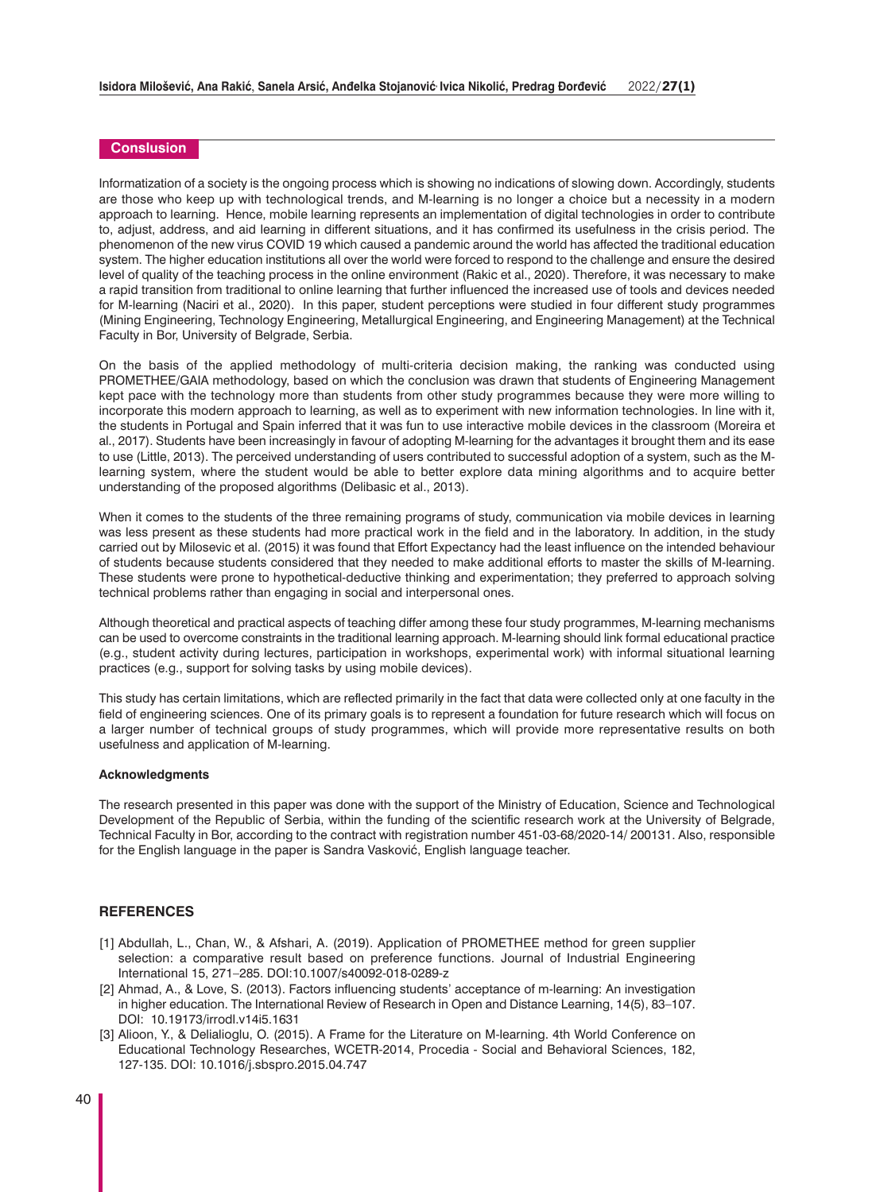## Conslusion

Informatization of a society is the ongoing process which is showing no indications of slowing down. Accordingly, students are those who keep up with technological trends, and M-learning is no longer a choice but a necessity in a modern approach to learning. Hence, mobile learning represents an implementation of digital technologies in order to contribute to, adjust, address, and aid learning in different situations, and it has confirmed its usefulness in the crisis period. The phenomenon of the new virus COVID 19 which caused a pandemic around the world has affected the traditional education system. The higher education institutions all over the world were forced to respond to the challenge and ensure the desired level of quality of the teaching process in the online environment (Rakic et al., 2020). Therefore, it was necessary to make a rapid transition from traditional to online learning that further influenced the increased use of tools and devices needed for M-learning (Naciri et al., 2020). In this paper, student perceptions were studied in four different study programmes (Mining Engineering, Technology Engineering, Metallurgical Engineering, and Engineering Management) at the Technical Faculty in Bor, University of Belgrade, Serbia.

On the basis of the applied methodology of multi-criteria decision making, the ranking was conducted using PROMETHEE/GAIA methodology, based on which the conclusion was drawn that students of Engineering Management kept pace with the technology more than students from other study programmes because they were more willing to incorporate this modern approach to learning, as well as to experiment with new information technologies. In line with it, the students in Portugal and Spain inferred that it was fun to use interactive mobile devices in the classroom (Moreira et al., 2017). Students have been increasingly in favour of adopting M-learning for the advantages it brought them and its ease to use (Little, 2013). The perceived understanding of users contributed to successful adoption of a system, such as the M-learning system, where the student would be able to better explore data mining algorithms and to acquire better understanding of the proposed algorithms (Delibasic et al., 2013).

When it comes to the students of the three remaining programs of study, communication via mobile devices in learning was less present as these students had more practical work in the field and in the laboratory. In addition, in the study carried out by Milosevic et al. (2015) it was found that Effort Expectancy had the least influence on the intended behaviour of students because students considered that they needed to make additional efforts to master the skills of M-learning. These students were prone to hypothetical-deductive thinking and experimentation; they preferred to approach solving technical problems rather than engaging in social and interpersonal ones.

Although theoretical and practical aspects of teaching differ among these four study programmes, M-learning mechanisms can be used to overcome constraints in the traditional learning approach. M-learning should link formal educational practice (e.g., student activity during lectures, participation in workshops, experimental work) with informal situational learning practices (e.g., support for solving tasks by using mobile devices).

This study has certain limitations, which are reflected primarily in the fact that data were collected only at one faculty in the field of engineering sciences. One of its primary goals is to represent a foundation for future research which will focus on a larger number of technical groups of study programmes, which will provide more representative results on both usefulness and application of M-learning.

### Acknowledgments

The research presented in this paper was done with the support of the Ministry of Education, Science and Technological Development of the Republic of Serbia, within the funding of the scientific research work at the University of Belgrade, Technical Faculty in Bor, according to the contract with registration number 451-03-68/2020-14/ 200131. Also, responsible for the English language in the paper is Sandra Vasković, English language teacher.

## REFERENCES

[1] Abdullah, L., Chan, W., & Afshari, A. (2019). Application of PROMETHEE method for green supplier selection: a comparative result based on preference functions. Journal of Industrial Engineering International 15, 271–285. DOI:10.1007/s40092-018-0289-z

[2] Ahmad, A., & Love, S. (2013). Factors influencing students' acceptance of m-learning: An investigation in higher education. The International Review of Research in Open and Distance Learning, 14(5), 83–107. DOI: 10.19173/irrodl.v14i5.1631

[3] Alioon, Y., & Delialioglu, O. (2015). A Frame for the Literature on M-learning. 4th World Conference on Educational Technology Researches, WCETR-2014, Procedia - Social and Behavioral Sciences, 182, 127-135. DOI: 10.1016/j.sbspro.2015.04.747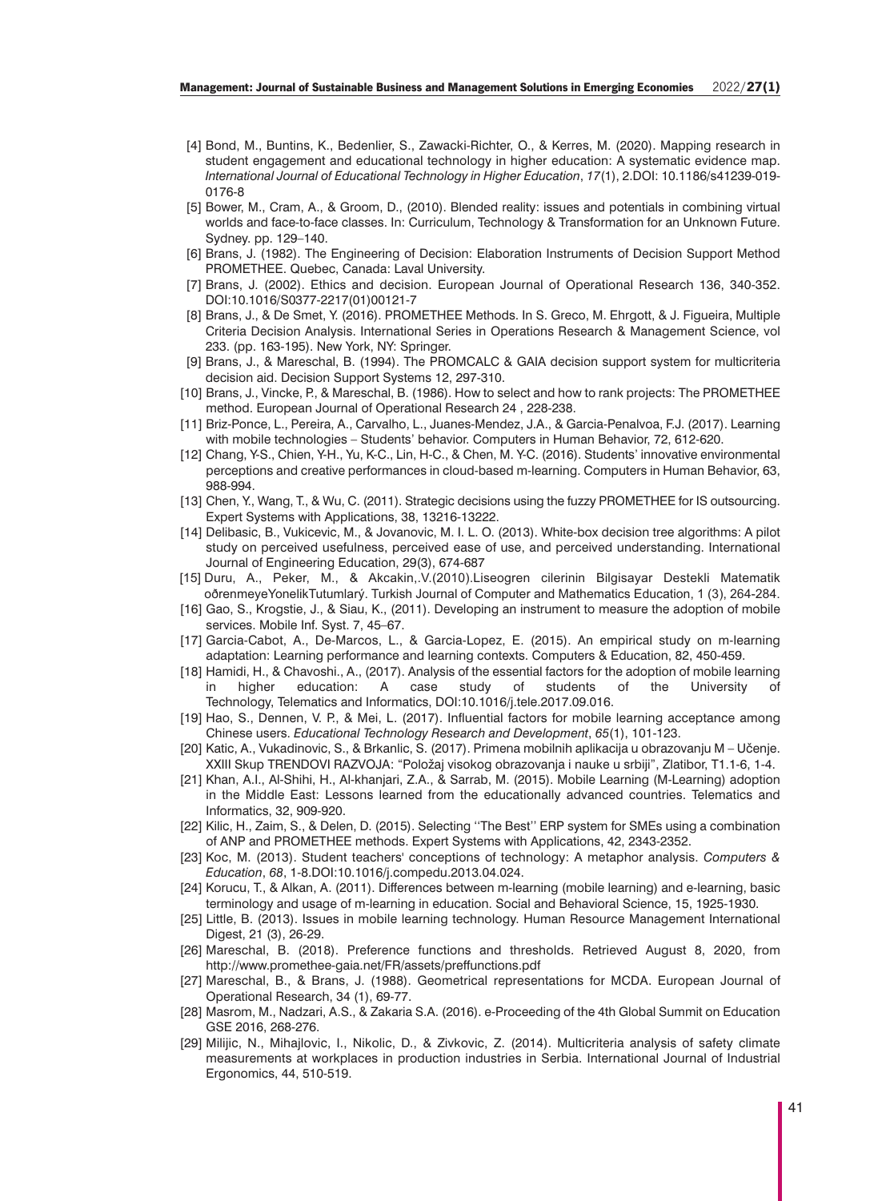[4] Bond, M., Buntins, K., Bedenlier, S., Zawacki-Richter, O., & Kerres, M. (2020). Mapping research in student engagement and educational technology in higher education: A systematic evidence map. *International Journal of Educational Technology in Higher Education*, *17*(1), 2.DOI: 10.1186/s41239-019-0176-8

[5] Bower, M., Cram, A., & Groom, D., (2010). Blended reality: issues and potentials in combining virtual worlds and face-to-face classes. In: Curriculum, Technology & Transformation for an Unknown Future. Sydney. pp. 129–140.

[6] Brans, J. (1982). The Engineering of Decision: Elaboration Instruments of Decision Support Method PROMETHEE. Quebec, Canada: Laval University.

[7] Brans, J. (2002). Ethics and decision. European Journal of Operational Research 136, 340-352. DOI:10.1016/S0377-2217(01)00121-7

[8] Brans, J., & De Smet, Y. (2016). PROMETHEE Methods. In S. Greco, M. Ehrgott, & J. Figueira, Multiple Criteria Decision Analysis. International Series in Operations Research & Management Science, vol 233. (pp. 163-195). New York, NY: Springer.

[9] Brans, J., & Mareschal, B. (1994). The PROMCALC & GAIA decision support system for multicriteria decision aid. Decision Support Systems 12, 297-310.

[10] Brans, J., Vincke, P., & Mareschal, B. (1986). How to select and how to rank projects: The PROMETHEE method. European Journal of Operational Research 24 , 228-238.

[11] Briz-Ponce, L., Pereira, A., Carvalho, L., Juanes-Mendez, J.A., & Garcia-Penalvoa, F.J. (2017). Learning with mobile technologies – Students' behavior. Computers in Human Behavior, 72, 612-620.

[12] Chang, Y-S., Chien, Y-H., Yu, K-C., Lin, H-C., & Chen, M. Y-C. (2016). Students' innovative environmental perceptions and creative performances in cloud-based m-learning. Computers in Human Behavior, 63, 988-994.

[13] Chen, Y., Wang, T., & Wu, C. (2011). Strategic decisions using the fuzzy PROMETHEE for IS outsourcing. Expert Systems with Applications, 38, 13216-13222.

[14] Delibasic, B., Vukicevic, M., & Jovanovic, M. I. L. O. (2013). White-box decision tree algorithms: A pilot study on perceived usefulness, perceived ease of use, and perceived understanding. International Journal of Engineering Education, 29(3), 674-687

[15] Duru, A., Peker, M., & Akcakin,.V.(2010).Liseogren cilerinin Bilgisayar Destekli Matematik oðrenmeyeYonelikTutumlarý. Turkish Journal of Computer and Mathematics Education, 1 (3), 264-284.

[16] Gao, S., Krogstie, J., & Siau, K., (2011). Developing an instrument to measure the adoption of mobile services. Mobile Inf. Syst. 7, 45–67.

[17] Garcia-Cabot, A., De-Marcos, L., & Garcia-Lopez, E. (2015). An empirical study on m-learning adaptation: Learning performance and learning contexts. Computers & Education, 82, 450-459.

[18] Hamidi, H., & Chavoshi., A., (2017). Analysis of the essential factors for the adoption of mobile learning in higher education: A case study of students of the University of Technology, Telematics and Informatics, DOI:10.1016/j.tele.2017.09.016.

[19] Hao, S., Dennen, V. P., & Mei, L. (2017). Influential factors for mobile learning acceptance among Chinese users. *Educational Technology Research and Development*, *65*(1), 101-123.

[20] Katic, A., Vukadinovic, S., & Brkanlic, S. (2017). Primena mobilnih aplikacija u obrazovanju M – Učenje. XXIII Skup TRENDOVI RAZVOJA: "Položaj visokog obrazovanja i nauke u srbiji", Zlatibor, T1.1-6, 1-4.

[21] Khan, A.I., Al-Shihi, H., Al-khanjari, Z.A., & Sarrab, M. (2015). Mobile Learning (M-Learning) adoption in the Middle East: Lessons learned from the educationally advanced countries. Telematics and Informatics, 32, 909-920.

[22] Kilic, H., Zaim, S., & Delen, D. (2015). Selecting ''The Best'' ERP system for SMEs using a combination of ANP and PROMETHEE methods. Expert Systems with Applications, 42, 2343-2352.

[23] Koc, M. (2013). Student teachers' conceptions of technology: A metaphor analysis. *Computers & Education*, *68*, 1-8.DOI:10.1016/j.compedu.2013.04.024.

[24] Korucu, T., & Alkan, A. (2011). Differences between m-learning (mobile learning) and e-learning, basic terminology and usage of m-learning in education. Social and Behavioral Science, 15, 1925-1930.

[25] Little, B. (2013). Issues in mobile learning technology. Human Resource Management International Digest, 21 (3), 26-29.

[26] Mareschal, B. (2018). Preference functions and thresholds. Retrieved August 8, 2020, from http://www.promethee-gaia.net/FR/assets/preffunctions.pdf

[27] Mareschal, B., & Brans, J. (1988). Geometrical representations for MCDA. European Journal of Operational Research, 34 (1), 69-77.

[28] Masrom, M., Nadzari, A.S., & Zakaria S.A. (2016). e-Proceeding of the 4th Global Summit on Education GSE 2016, 268-276.

[29] Milijic, N., Mihajlovic, I., Nikolic, D., & Zivkovic, Z. (2014). Multicriteria analysis of safety climate measurements at workplaces in production industries in Serbia. International Journal of Industrial Ergonomics, 44, 510-519.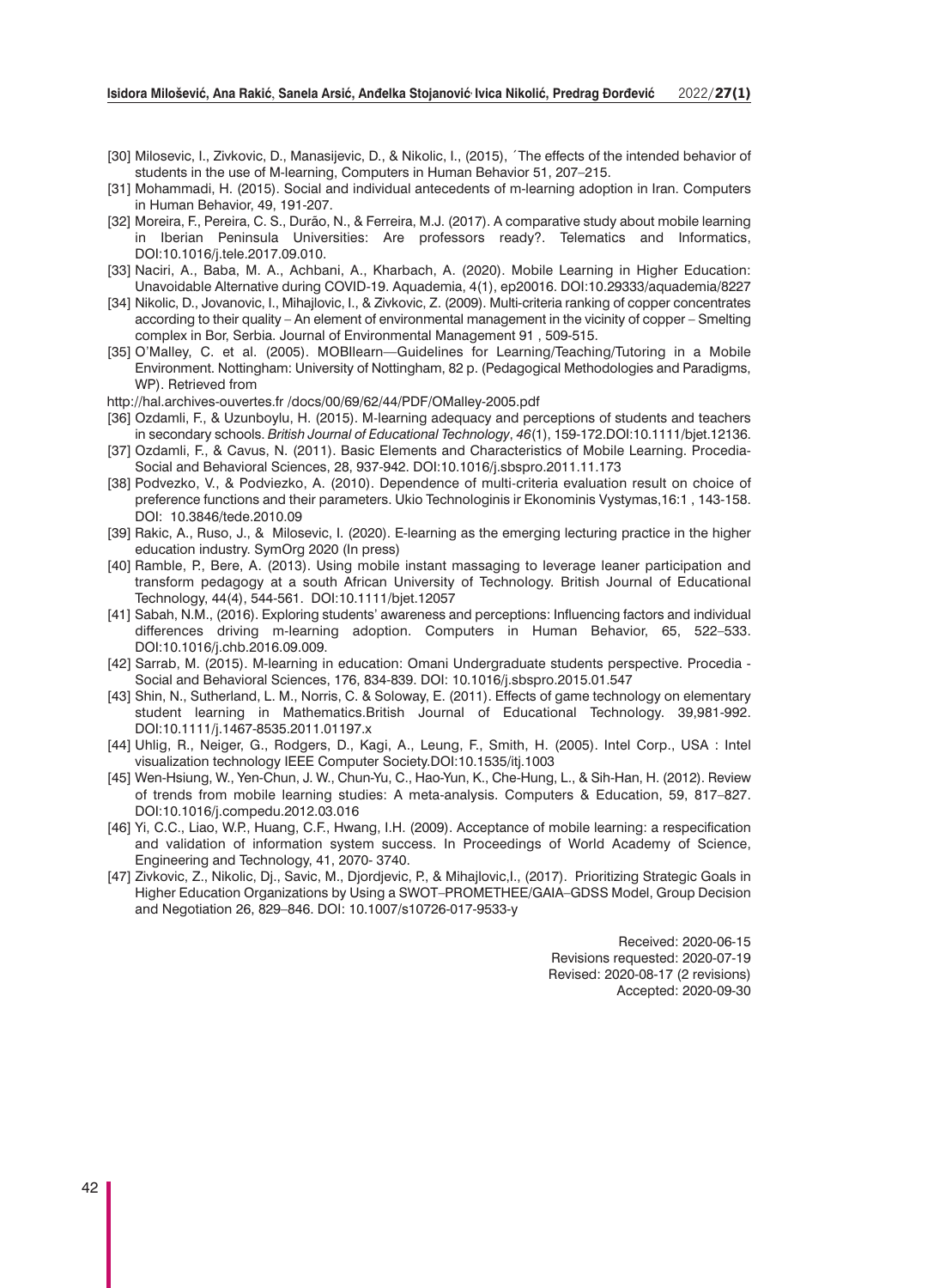[30] Milosevic, I., Zivkovic, D., Manasijevic, D., & Nikolic, I., (2015), ´The effects of the intended behavior of students in the use of M-learning, Computers in Human Behavior 51, 207–215.

[31] Mohammadi, H. (2015). Social and individual antecedents of m-learning adoption in Iran. Computers in Human Behavior, 49, 191-207.

[32] Moreira, F., Pereira, C. S., Durão, N., & Ferreira, M.J. (2017). A comparative study about mobile learning in Iberian Peninsula Universities: Are professors ready?. Telematics and Informatics, DOI:10.1016/j.tele.2017.09.010.

[33] Naciri, A., Baba, M. A., Achbani, A., Kharbach, A. (2020). Mobile Learning in Higher Education: Unavoidable Alternative during COVID-19. Aquademia, 4(1), ep20016. DOI:10.29333/aquademia/8227

[34] Nikolic, D., Jovanovic, I., Mihajlovic, I., & Zivkovic, Z. (2009). Multi-criteria ranking of copper concentrates according to their quality – An element of environmental management in the vicinity of copper – Smelting complex in Bor, Serbia. Journal of Environmental Management 91 , 509-515.

[35] O'Malley, C. et al. (2005). MOBIlearn—Guidelines for Learning/Teaching/Tutoring in a Mobile Environment. Nottingham: University of Nottingham, 82 p. (Pedagogical Methodologies and Paradigms, WP). Retrieved from

http://hal.archives-ouvertes.fr /docs/00/69/62/44/PDF/OMalley-2005.pdf

[36] Ozdamli, F., & Uzunboylu, H. (2015). M-learning adequacy and perceptions of students and teachers in secondary schools. *British Journal of Educational Technology*, *46*(1), 159-172.DOI:10.1111/bjet.12136.

[37] Ozdamli, F., & Cavus, N. (2011). Basic Elements and Characteristics of Mobile Learning. Procedia-Social and Behavioral Sciences, 28, 937-942. DOI:10.1016/j.sbspro.2011.11.173

[38] Podvezko, V., & Podviezko, A. (2010). Dependence of multi-criteria evaluation result on choice of preference functions and their parameters. Ukio Technologinis ir Ekonominis Vystymas,16:1 , 143-158. DOI: 10.3846/tede.2010.09

[39] Rakic, A., Ruso, J., & Milosevic, I. (2020). E-learning as the emerging lecturing practice in the higher education industry. SymOrg 2020 (In press)

[40] Ramble, P., Bere, A. (2013). Using mobile instant massaging to leverage leaner participation and transform pedagogy at a south African University of Technology. British Journal of Educational Technology, 44(4), 544-561. DOI:10.1111/bjet.12057

[41] Sabah, N.M., (2016). Exploring students' awareness and perceptions: Influencing factors and individual differences driving m-learning adoption. Computers in Human Behavior, 65, 522–533. DOI:10.1016/j.chb.2016.09.009.

[42] Sarrab, M. (2015). M-learning in education: Omani Undergraduate students perspective. Procedia - Social and Behavioral Sciences, 176, 834-839. DOI: 10.1016/j.sbspro.2015.01.547

[43] Shin, N., Sutherland, L. M., Norris, C. & Soloway, E. (2011). Effects of game technology on elementary student learning in Mathematics.British Journal of Educational Technology. 39,981-992. DOI:10.1111/j.1467-8535.2011.01197.x

[44] Uhlig, R., Neiger, G., Rodgers, D., Kagi, A., Leung, F., Smith, H. (2005). Intel Corp., USA : Intel visualization technology IEEE Computer Society.DOI:10.1535/itj.1003

[45] Wen-Hsiung, W., Yen-Chun, J. W., Chun-Yu, C., Hao-Yun, K., Che-Hung, L., & Sih-Han, H. (2012). Review of trends from mobile learning studies: A meta-analysis. Computers & Education, 59, 817–827. DOI:10.1016/j.compedu.2012.03.016

[46] Yi, C.C., Liao, W.P., Huang, C.F., Hwang, I.H. (2009). Acceptance of mobile learning: a respecification and validation of information system success. In Proceedings of World Academy of Science, Engineering and Technology, 41, 2070- 3740.

[47] Zivkovic, Z., Nikolic, Dj., Savic, M., Djordjevic, P., & Mihajlovic,I., (2017). Prioritizing Strategic Goals in Higher Education Organizations by Using a SWOT–PROMETHEE/GAIA–GDSS Model, Group Decision and Negotiation 26, 829–846. DOI: 10.1007/s10726-017-9533-y

Received: 2020-06-15
Revisions requested: 2020-07-19
Revised: 2020-08-17 (2 revisions)
Accepted: 2020-09-30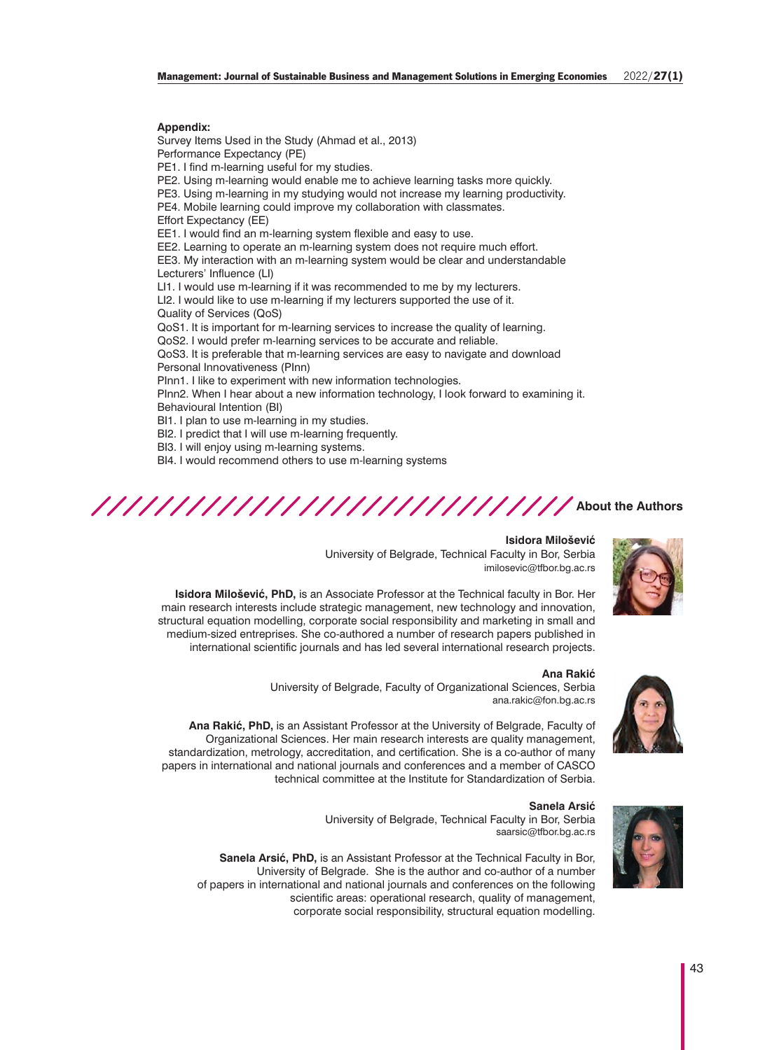**Appendix:**

Survey Items Used in the Study (Ahmad et al., 2013)

Performance Expectancy (PE)

PE1. I find m-learning useful for my studies.

PE2. Using m-learning would enable me to achieve learning tasks more quickly.

PE3. Using m-learning in my studying would not increase my learning productivity.

PE4. Mobile learning could improve my collaboration with classmates.

Effort Expectancy (EE)

EE1. I would find an m-learning system flexible and easy to use.

EE2. Learning to operate an m-learning system does not require much effort.

EE3. My interaction with an m-learning system would be clear and understandable

Lecturers' Influence (LI)

LI1. I would use m-learning if it was recommended to me by my lecturers.

LI2. I would like to use m-learning if my lecturers supported the use of it.

Quality of Services (QoS)

QoS1. It is important for m-learning services to increase the quality of learning.

QoS2. I would prefer m-learning services to be accurate and reliable.

QoS3. It is preferable that m-learning services are easy to navigate and download

Personal Innovativeness (PInn)

PInn1. I like to experiment with new information technologies.

PInn2. When I hear about a new information technology, I look forward to examining it.

Behavioural Intention (BI)

BI1. I plan to use m-learning in my studies.

BI2. I predict that I will use m-learning frequently.

BI3. I will enjoy using m-learning systems.

BI4. I would recommend others to use m-learning systems

## About the Authors

**Isidora Milošević**
University of Belgrade, Technical Faculty in Bor, Serbia
imilosevic@tfbor.bg.ac.rs

**Isidora Milošević, PhD,** is an Associate Professor at the Technical faculty in Bor. Her main research interests include strategic management, new technology and innovation, structural equation modelling, corporate social responsibility and marketing in small and medium-sized entreprises. She co-authored a number of research papers published in international scientific journals and has led several international research projects.

**Ana Rakić**
University of Belgrade, Faculty of Organizational Sciences, Serbia
ana.rakic@fon.bg.ac.rs

**Ana Rakić, PhD,** is an Assistant Professor at the University of Belgrade, Faculty of Organizational Sciences. Her main research interests are quality management, standardization, metrology, accreditation, and certification. She is a co-author of many papers in international and national journals and conferences and a member of CASCO technical committee at the Institute for Standardization of Serbia.

**Sanela Arsić**
University of Belgrade, Technical Faculty in Bor, Serbia
saarsic@tfbor.bg.ac.rs

**Sanela Arsić, PhD,** is an Assistant Professor at the Technical Faculty in Bor, University of Belgrade. She is the author and co-author of a number of papers in international and national journals and conferences on the following scientific areas: operational research, quality of management, corporate social responsibility, structural equation modelling.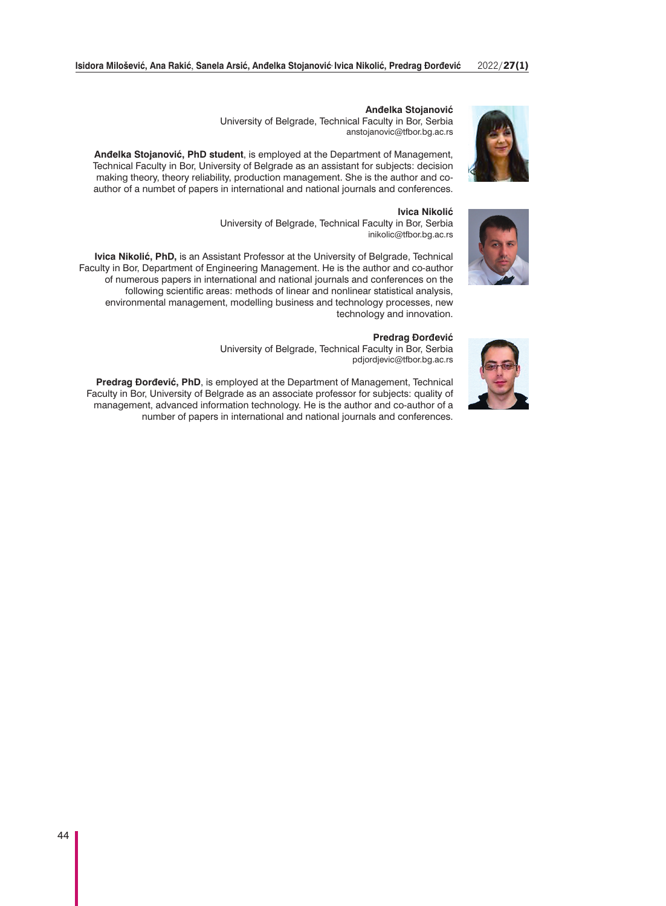**Anđelka Stojanović**
University of Belgrade, Technical Faculty in Bor, Serbia
anstojanovic@tfbor.bg.ac.rs

**Anđelka Stojanović, PhD student**, is employed at the Department of Management, Technical Faculty in Bor, University of Belgrade as an assistant for subjects: decision making theory, theory reliability, production management. She is the author and co-author of a numbet of papers in international and national journals and conferences.

**Ivica Nikolić**
University of Belgrade, Technical Faculty in Bor, Serbia
inikolic@tfbor.bg.ac.rs

**Ivica Nikolić, PhD,** is an Assistant Professor at the University of Belgrade, Technical Faculty in Bor, Department of Engineering Management. He is the author and co-author of numerous papers in international and national journals and conferences on the following scientific areas: methods of linear and nonlinear statistical analysis, environmental management, modelling business and technology processes, new technology and innovation.

**Predrag Đorđević**
University of Belgrade, Technical Faculty in Bor, Serbia
pdjordjevic@tfbor.bg.ac.rs

**Predrag Đorđević, PhD**, is employed at the Department of Management, Technical Faculty in Bor, University of Belgrade as an associate professor for subjects: quality of management, advanced information technology. He is the author and co-author of a number of papers in international and national journals and conferences.